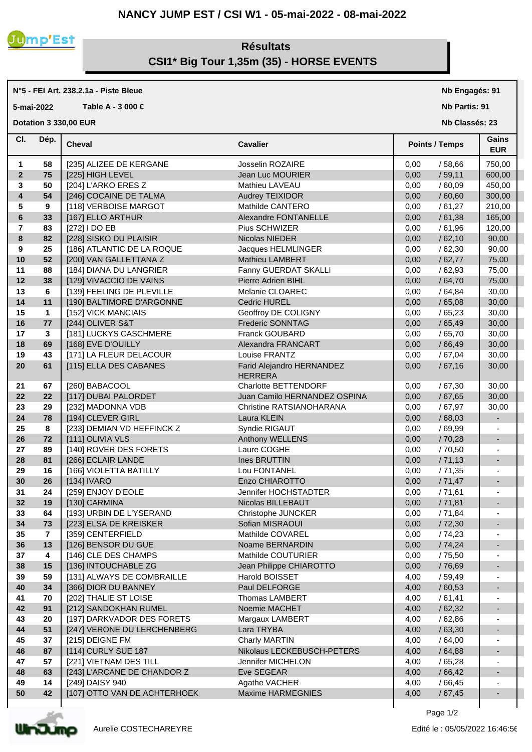# NANCY JUMP EST / CSI W1 - 05-mai-2022 - 08-mai-2022

## Résultats
## CSI1* Big Tour 1,35m (35) - HORSE EVENTS

**N°5 - FEI Art. 238.2.1a - Piste Bleue**

**5-mai-2022** **Table A - 3 000 €**

**Dotation 3 330,00 EUR**

**Nb Engagés: 91**

**Nb Partis: 91**

**Nb Classés: 23**

| Cl. | Dép. | Cheval | Cavalier | Points / Temps | | Gains EUR |
|---|---|---|---|---|---|---|
| 1 | 58 | [235] ALIZEE DE KERGANE | Josselin ROZAIRE | 0,00 | / 58,66 | 750,00 |
| 2 | 75 | [225] HIGH LEVEL | Jean Luc MOURIER | 0,00 | / 59,11 | 600,00 |
| 3 | 50 | [204] L'ARKO ERES Z | Mathieu LAVEAU | 0,00 | / 60,09 | 450,00 |
| 4 | 54 | [246] COCAINE DE TALMA | Audrey TEIXIDOR | 0,00 | / 60,60 | 300,00 |
| 5 | 9 | [118] VERBOISE MARGOT | Mathilde CANTERO | 0,00 | / 61,27 | 210,00 |
| 6 | 33 | [167] ELLO ARTHUR | Alexandre FONTANELLE | 0,00 | / 61,38 | 165,00 |
| 7 | 83 | [272] I DO EB | Pius SCHWIZER | 0,00 | / 61,96 | 120,00 |
| 8 | 82 | [228] SISKO DU PLAISIR | Nicolas NIEDER | 0,00 | / 62,10 | 90,00 |
| 9 | 25 | [186] ATLANTIC DE LA ROQUE | Jacques HELMLINGER | 0,00 | / 62,30 | 90,00 |
| 10 | 52 | [200] VAN GALLETTANA Z | Mathieu LAMBERT | 0,00 | / 62,77 | 75,00 |
| 11 | 88 | [184] DIANA DU LANGRIER | Fanny GUERDAT SKALLI | 0,00 | / 62,93 | 75,00 |
| 12 | 38 | [129] VIVACCIO DE VAINS | Pierre Adrien BIHL | 0,00 | / 64,70 | 75,00 |
| 13 | 6 | [139] FEELING DE PLEVILLE | Melanie CLOAREC | 0,00 | / 64,84 | 30,00 |
| 14 | 11 | [190] BALTIMORE D'ARGONNE | Cedric HUREL | 0,00 | / 65,08 | 30,00 |
| 15 | 1 | [152] VICK MANCIAIS | Geoffroy DE COLIGNY | 0,00 | / 65,23 | 30,00 |
| 16 | 77 | [244] OLIVER S&T | Frederic SONNTAG | 0,00 | / 65,49 | 30,00 |
| 17 | 3 | [181] LUCKYS CASCHMERE | Franck GOUBARD | 0,00 | / 65,70 | 30,00 |
| 18 | 69 | [168] EVE D'OUILLY | Alexandra FRANCART | 0,00 | / 66,49 | 30,00 |
| 19 | 43 | [171] LA FLEUR DELACOUR | Louise FRANTZ | 0,00 | / 67,04 | 30,00 |
| 20 | 61 | [115] ELLA DES CABANES | Farid Alejandro HERNANDEZ HERRERA | 0,00 | / 67,16 | 30,00 |
| 21 | 67 | [260] BABACOOL | Charlotte BETTENDORF | 0,00 | / 67,30 | 30,00 |
| 22 | 22 | [117] DUBAI PALORDET | Juan Camilo HERNANDEZ OSPINA | 0,00 | / 67,65 | 30,00 |
| 23 | 29 | [232] MADONNA VDB | Christine RATSIANOHARANA | 0,00 | / 67,97 | 30,00 |
| 24 | 78 | [194] CLEVER GIRL | Laura KLEIN | 0,00 | / 68,03 | - |
| 25 | 8 | [233] DEMIAN VD HEFFINCK Z | Syndie RIGAUT | 0,00 | / 69,99 | - |
| 26 | 72 | [111] OLIVIA VLS | Anthony WELLENS | 0,00 | / 70,28 | - |
| 27 | 89 | [140] ROVER DES FORETS | Laure COGHE | 0,00 | / 70,50 | - |
| 28 | 81 | [266] ECLAIR LANDE | Ines BRUTTIN | 0,00 | / 71,13 | - |
| 29 | 16 | [166] VIOLETTA BATILLY | Lou FONTANEL | 0,00 | / 71,35 | - |
| 30 | 26 | [134] IVARO | Enzo CHIAROTTO | 0,00 | / 71,47 | - |
| 31 | 24 | [259] ENJOY D'EOLE | Jennifer HOCHSTADTER | 0,00 | / 71,61 | - |
| 32 | 19 | [130] CARMINA | Nicolas BILLEBAUT | 0,00 | / 71,81 | - |
| 33 | 64 | [193] URBIN DE L'YSERAND | Christophe JUNCKER | 0,00 | / 71,84 | - |
| 34 | 73 | [223] ELSA DE KREISKER | Sofian MISRAOUI | 0,00 | / 72,30 | - |
| 35 | 7 | [359] CENTERFIELD | Mathilde COVAREL | 0,00 | / 74,23 | - |
| 36 | 13 | [126] BENSOR DU GUE | Noame BERNARDIN | 0,00 | / 74,24 | - |
| 37 | 4 | [146] CLE DES CHAMPS | Mathilde COUTURIER | 0,00 | / 75,50 | - |
| 38 | 15 | [136] INTOUCHABLE ZG | Jean Philippe CHIAROTTO | 0,00 | / 76,69 | - |
| 39 | 59 | [131] ALWAYS DE COMBRAILLE | Harold BOISSET | 4,00 | / 59,49 | - |
| 40 | 34 | [366] DIOR DU BANNEY | Paul DELFORGE | 4,00 | / 60,53 | - |
| 41 | 70 | [202] THALIE ST LOISE | Thomas LAMBERT | 4,00 | / 61,41 | - |
| 42 | 91 | [212] SANDOKHAN RUMEL | Noemie MACHET | 4,00 | / 62,32 | - |
| 43 | 20 | [197] DARKVADOR DES FORETS | Margaux LAMBERT | 4,00 | / 62,86 | - |
| 44 | 51 | [247] VERONE DU LERCHENBERG | Lara TRYBA | 4,00 | / 63,30 | - |
| 45 | 37 | [215] DEIGNE FM | Charly MARTIN | 4,00 | / 64,00 | - |
| 46 | 87 | [114] CURLY SUE 187 | Nikolaus LECKEBUSCH-PETERS | 4,00 | / 64,88 | - |
| 47 | 57 | [221] VIETNAM DES TILL | Jennifer MICHELON | 4,00 | / 65,28 | - |
| 48 | 63 | [243] L'ARCANE DE CHANDOR Z | Eve SEGEAR | 4,00 | / 66,42 | - |
| 49 | 14 | [249] DAISY 940 | Agathe VACHER | 4,00 | / 66,45 | - |
| 50 | 42 | [107] OTTO VAN DE ACHTERHOEK | Maxime HARMEGNIES | 4,00 | / 67,45 | - |

Aurelie COSTECHAREYRE

Edité le : 05/05/2022 16:46:56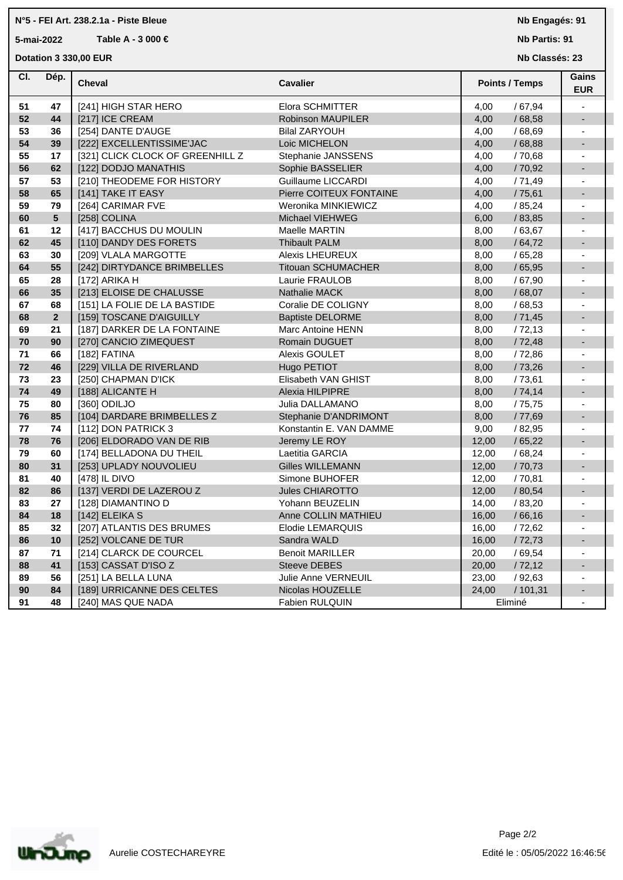**N°5 - FEI Art. 238.2.1a - Piste Bleue**

**5-mai-2022** **Table A - 3 000 €**

**Dotation 3 330,00 EUR**

**Nb Engagés: 91**

**Nb Partis: 91**

**Nb Classés: 23**

| Cl. | Dép. | Cheval | Cavalier | Points / Temps | | Gains EUR |
|---|---|---|---|---|---|---|
| 51 | 47 | [241] HIGH STAR HERO | Elora SCHMITTER | 4,00 | / 67,94 | - |
| 52 | 44 | [217] ICE CREAM | Robinson MAUPILER | 4,00 | / 68,58 | - |
| 53 | 36 | [254] DANTE D'AUGE | Bilal ZARYOUH | 4,00 | / 68,69 | - |
| 54 | 39 | [222] EXCELLENTISSIME'JAC | Loic MICHELON | 4,00 | / 68,88 | - |
| 55 | 17 | [321] CLICK CLOCK OF GREENHILL Z | Stephanie JANSSENS | 4,00 | / 70,68 | - |
| 56 | 62 | [122] DODJO MANATHIS | Sophie BASSELIER | 4,00 | / 70,92 | - |
| 57 | 53 | [210] THEODEME FOR HISTORY | Guillaume LICCARDI | 4,00 | / 71,49 | - |
| 58 | 65 | [141] TAKE IT EASY | Pierre COITEUX FONTAINE | 4,00 | / 75,61 | - |
| 59 | 79 | [264] CARIMAR FVE | Weronika MINKIEWICZ | 4,00 | / 85,24 | - |
| 60 | 5 | [258] COLINA | Michael VIEHWEG | 6,00 | / 83,85 | - |
| 61 | 12 | [417] BACCHUS DU MOULIN | Maelle MARTIN | 8,00 | / 63,67 | - |
| 62 | 45 | [110] DANDY DES FORETS | Thibault PALM | 8,00 | / 64,72 | - |
| 63 | 30 | [209] VLALA MARGOTTE | Alexis LHEUREUX | 8,00 | / 65,28 | - |
| 64 | 55 | [242] DIRTYDANCE BRIMBELLES | Titouan SCHUMACHER | 8,00 | / 65,95 | - |
| 65 | 28 | [172] ARIKA H | Laurie FRAULOB | 8,00 | / 67,90 | - |
| 66 | 35 | [213] ELOISE DE CHALUSSE | Nathalie MACK | 8,00 | / 68,07 | - |
| 67 | 68 | [151] LA FOLIE DE LA BASTIDE | Coralie DE COLIGNY | 8,00 | / 68,53 | - |
| 68 | 2 | [159] TOSCANE D'AIGUILLY | Baptiste DELORME | 8,00 | / 71,45 | - |
| 69 | 21 | [187] DARKER DE LA FONTAINE | Marc Antoine HENN | 8,00 | / 72,13 | - |
| 70 | 90 | [270] CANCIO ZIMEQUEST | Romain DUGUET | 8,00 | / 72,48 | - |
| 71 | 66 | [182] FATINA | Alexis GOULET | 8,00 | / 72,86 | - |
| 72 | 46 | [229] VILLA DE RIVERLAND | Hugo PETIOT | 8,00 | / 73,26 | - |
| 73 | 23 | [250] CHAPMAN D'ICK | Elisabeth VAN GHIST | 8,00 | / 73,61 | - |
| 74 | 49 | [188] ALICANTE H | Alexia HILPIPRE | 8,00 | / 74,14 | - |
| 75 | 80 | [360] ODILJO | Julia DALLAMANO | 8,00 | / 75,75 | - |
| 76 | 85 | [104] DARDARE BRIMBELLES Z | Stephanie D'ANDRIMONT | 8,00 | / 77,69 | - |
| 77 | 74 | [112] DON PATRICK 3 | Konstantin E. VAN DAMME | 9,00 | / 82,95 | - |
| 78 | 76 | [206] ELDORADO VAN DE RIB | Jeremy LE ROY | 12,00 | / 65,22 | - |
| 79 | 60 | [174] BELLADONA DU THEIL | Laetitia GARCIA | 12,00 | / 68,24 | - |
| 80 | 31 | [253] UPLADY NOUVOLIEU | Gilles WILLEMANN | 12,00 | / 70,73 | - |
| 81 | 40 | [478] IL DIVO | Simone BUHOFER | 12,00 | / 70,81 | - |
| 82 | 86 | [137] VERDI DE LAZEROU Z | Jules CHIAROTTO | 12,00 | / 80,54 | - |
| 83 | 27 | [128] DIAMANTINO D | Yohann BEUZELIN | 14,00 | / 83,20 | - |
| 84 | 18 | [142] ELEIKA S | Anne COLLIN MATHIEU | 16,00 | / 66,16 | - |
| 85 | 32 | [207] ATLANTIS DES BRUMES | Elodie LEMARQUIS | 16,00 | / 72,62 | - |
| 86 | 10 | [252] VOLCANE DE TUR | Sandra WALD | 16,00 | / 72,73 | - |
| 87 | 71 | [214] CLARCK DE COURCEL | Benoit MARILLER | 20,00 | / 69,54 | - |
| 88 | 41 | [153] CASSAT D'ISO Z | Steeve DEBES | 20,00 | / 72,12 | - |
| 89 | 56 | [251] LA BELLA LUNA | Julie Anne VERNEUIL | 23,00 | / 92,63 | - |
| 90 | 84 | [189] URRICANNE DES CELTES | Nicolas HOUZELLE | 24,00 | / 101,31 | - |
| 91 | 48 | [240] MAS QUE NADA | Fabien RULQUIN | Eliminé | | - |

Aurelie COSTECHAREYRE

Edité le : 05/05/2022 16:46:56